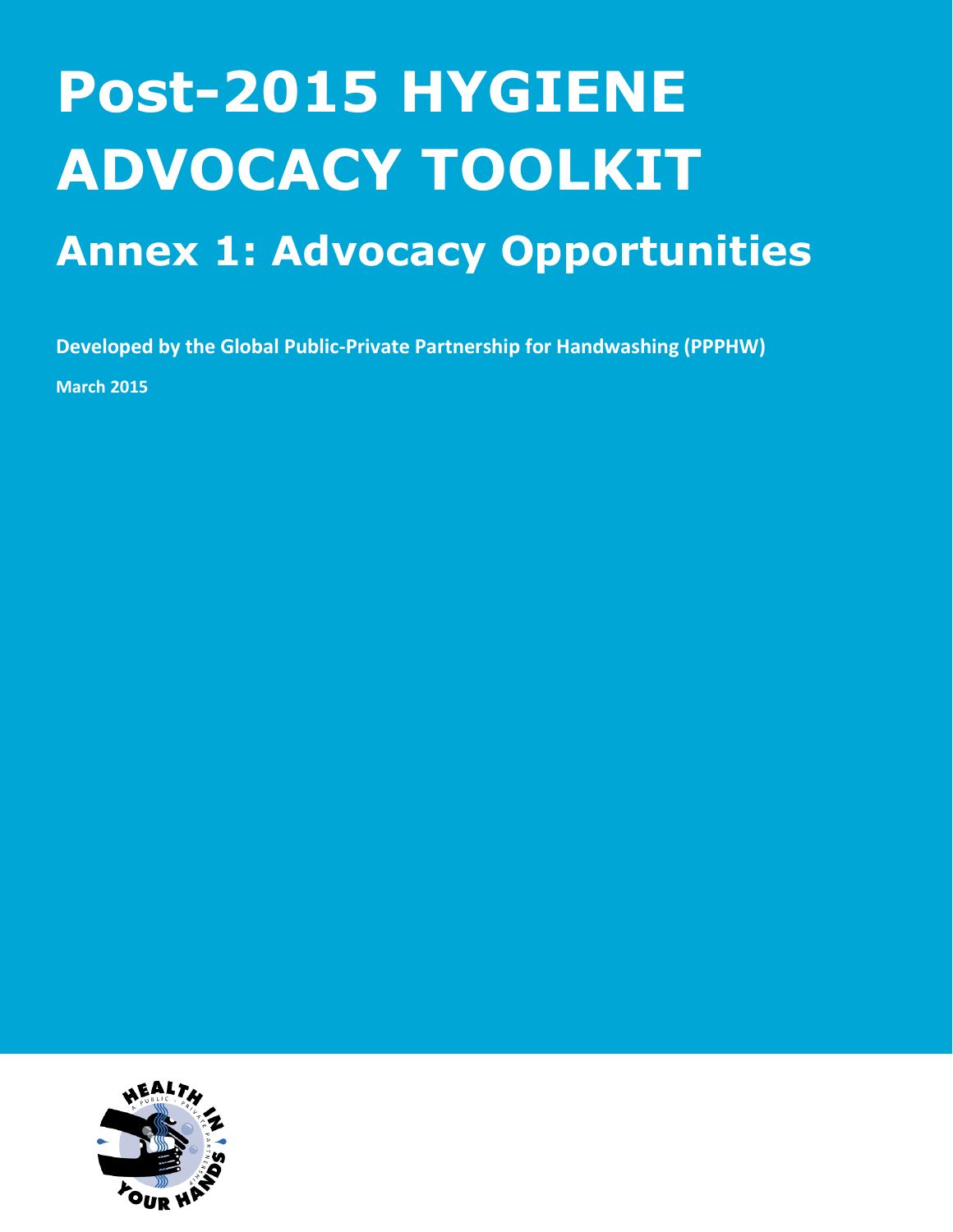# Post-2015 HYGIENE ADVOCACY TOOLKIT

## Annex 1: Advocacy Opportunities

**Developed by the Global Public-Private Partnership for Handwashing (PPPHW)**

**March 2015**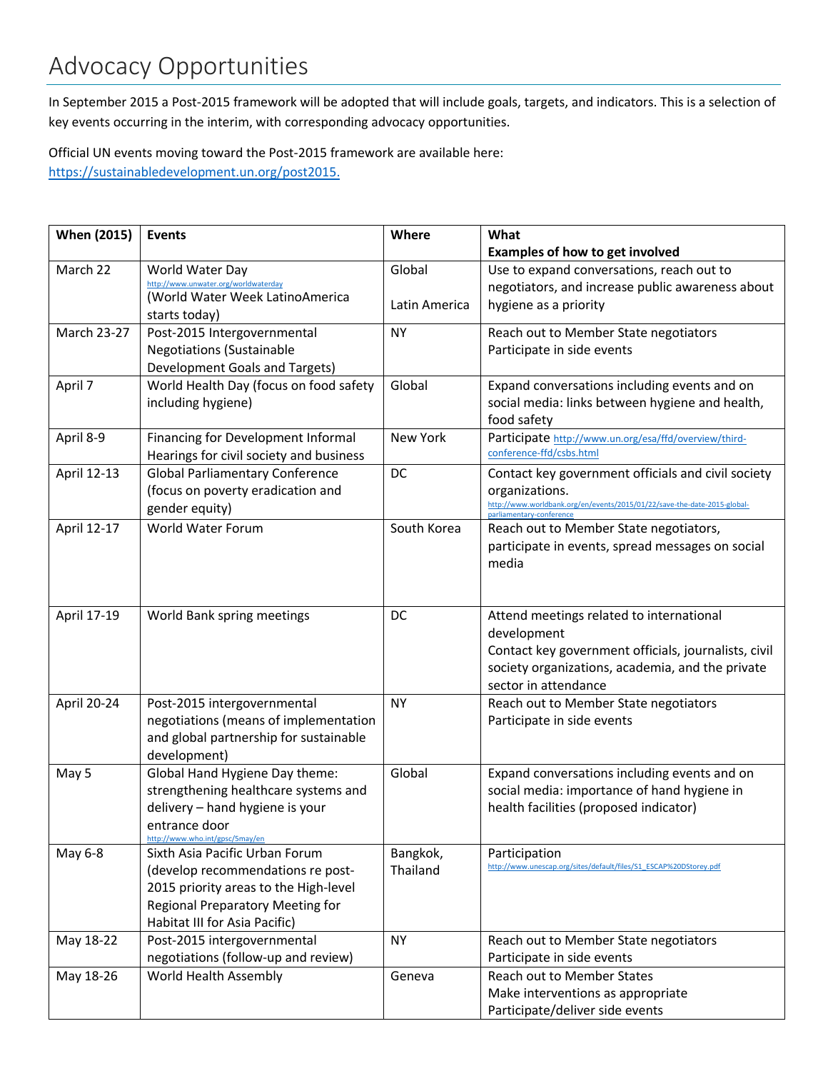# Advocacy Opportunities

In September 2015 a Post-2015 framework will be adopted that will include goals, targets, and indicators. This is a selection of key events occurring in the interim, with corresponding advocacy opportunities.

Official UN events moving toward the Post-2015 framework are available here: https://sustainabledevelopment.un.org/post2015.

| When (2015) | Events | Where | What<br>**Examples of how to get involved** |
|---|---|---|---|
| March 22 | World Water Day<br>http://www.unwater.org/worldwaterday<br>(World Water Week LatinoAmerica starts today) | Global<br><br>Latin America | Use to expand conversations, reach out to negotiators, and increase public awareness about hygiene as a priority |
| March 23-27 | Post-2015 Intergovernmental Negotiations (Sustainable Development Goals and Targets) | NY | Reach out to Member State negotiators<br>Participate in side events |
| April 7 | World Health Day (focus on food safety including hygiene) | Global | Expand conversations including events and on social media: links between hygiene and health, food safety |
| April 8-9 | Financing for Development Informal Hearings for civil society and business | New York | Participate http://www.un.org/esa/ffd/overview/third-conference-ffd/csbs.html |
| April 12-13 | Global Parliamentary Conference (focus on poverty eradication and gender equity) | DC | Contact key government officials and civil society organizations.<br>http://www.worldbank.org/en/events/2015/01/22/save-the-date-2015-global-parliamentary-conference |
| April 12-17 | World Water Forum | South Korea | Reach out to Member State negotiators, participate in events, spread messages on social media |
| April 17-19 | World Bank spring meetings | DC | Attend meetings related to international development<br>Contact key government officials, journalists, civil society organizations, academia, and the private sector in attendance |
| April 20-24 | Post-2015 intergovernmental negotiations (means of implementation and global partnership for sustainable development) | NY | Reach out to Member State negotiators<br>Participate in side events |
| May 5 | Global Hand Hygiene Day theme: strengthening healthcare systems and delivery – hand hygiene is your entrance door<br>http://www.who.int/gpsc/5may/en | Global | Expand conversations including events and on social media: importance of hand hygiene in health facilities (proposed indicator) |
| May 6-8 | Sixth Asia Pacific Urban Forum (develop recommendations re post-2015 priority areas to the High-level Regional Preparatory Meeting for Habitat III for Asia Pacific) | Bangkok, Thailand | Participation<br>http://www.unescap.org/sites/default/files/S1_ESCAP%20DStorey.pdf |
| May 18-22 | Post-2015 intergovernmental negotiations (follow-up and review) | NY | Reach out to Member State negotiators<br>Participate in side events |
| May 18-26 | World Health Assembly | Geneva | Reach out to Member States<br>Make interventions as appropriate<br>Participate/deliver side events |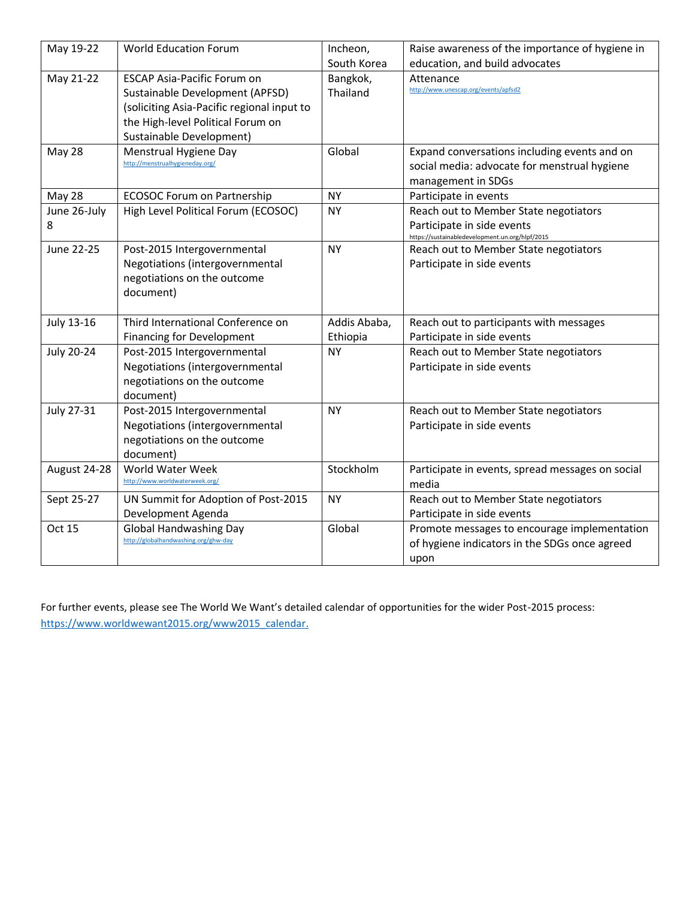| | | | |
|---|---|---|---|
| May 19-22 | World Education Forum | Incheon, South Korea | Raise awareness of the importance of hygiene in education, and build advocates |
| May 21-22 | ESCAP Asia-Pacific Forum on Sustainable Development (APFSD) (soliciting Asia-Pacific regional input to the High-level Political Forum on Sustainable Development) | Bangkok, Thailand | Attenance http://www.unescap.org/events/apfsd2 |
| May 28 | Menstrual Hygiene Day http://menstrualhygieneday.org/ | Global | Expand conversations including events and on social media: advocate for menstrual hygiene management in SDGs |
| May 28 | ECOSOC Forum on Partnership | NY | Participate in events |
| June 26-July 8 | High Level Political Forum (ECOSOC) | NY | Reach out to Member State negotiators Participate in side events https://sustainabledevelopment.un.org/hlpf/2015 |
| June 22-25 | Post-2015 Intergovernmental Negotiations (intergovernmental negotiations on the outcome document) | NY | Reach out to Member State negotiators Participate in side events |
| July 13-16 | Third International Conference on Financing for Development | Addis Ababa, Ethiopia | Reach out to participants with messages Participate in side events |
| July 20-24 | Post-2015 Intergovernmental Negotiations (intergovernmental negotiations on the outcome document) | NY | Reach out to Member State negotiators Participate in side events |
| July 27-31 | Post-2015 Intergovernmental Negotiations (intergovernmental negotiations on the outcome document) | NY | Reach out to Member State negotiators Participate in side events |
| August 24-28 | World Water Week http://www.worldwaterweek.org/ | Stockholm | Participate in events, spread messages on social media |
| Sept 25-27 | UN Summit for Adoption of Post-2015 Development Agenda | NY | Reach out to Member State negotiators Participate in side events |
| Oct 15 | Global Handwashing Day http://globalhandwashing.org/ghw-day | Global | Promote messages to encourage implementation of hygiene indicators in the SDGs once agreed upon |

For further events, please see The World We Want's detailed calendar of opportunities for the wider Post-2015 process: https://www.worldwewant2015.org/www2015_calendar.